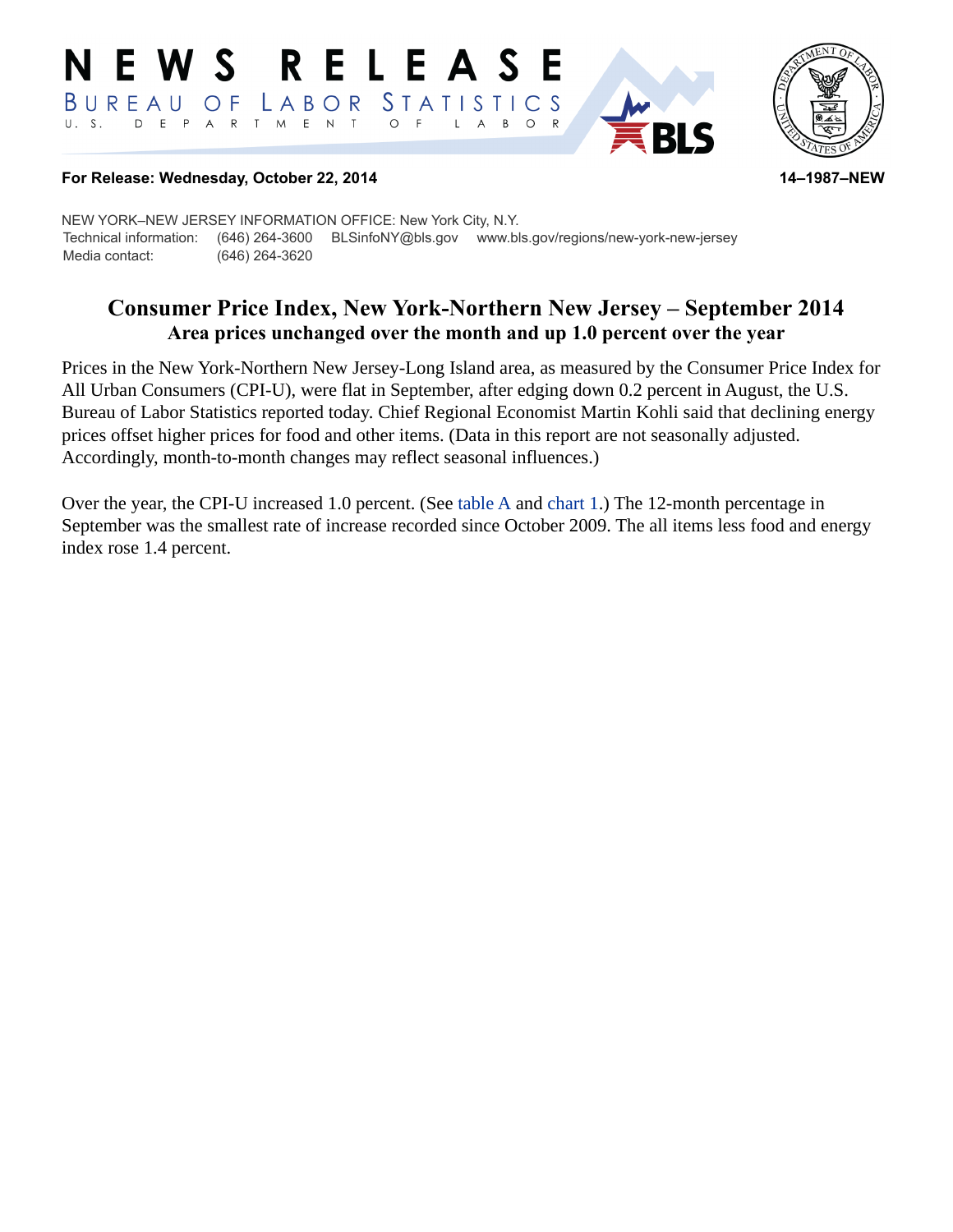# NEWS RELEASE

BUREAU OF LABOR STATISTICS
U. S. DEPARTMENT OF LABOR

**For Release: Wednesday, October 22, 2014** **14–1987–NEW**

NEW YORK–NEW JERSEY INFORMATION OFFICE: New York City, N.Y.
Technical information: (646) 264-3600 BLSinfoNY@bls.gov www.bls.gov/regions/new-york-new-jersey
Media contact: (646) 264-3620

## Consumer Price Index, New York-Northern New Jersey – September 2014

### Area prices unchanged over the month and up 1.0 percent over the year

Prices in the New York-Northern New Jersey-Long Island area, as measured by the Consumer Price Index for All Urban Consumers (CPI-U), were flat in September, after edging down 0.2 percent in August, the U.S. Bureau of Labor Statistics reported today. Chief Regional Economist Martin Kohli said that declining energy prices offset higher prices for food and other items. (Data in this report are not seasonally adjusted. Accordingly, month-to-month changes may reflect seasonal influences.)

Over the year, the CPI-U increased 1.0 percent. (See table A and chart 1.) The 12-month percentage in September was the smallest rate of increase recorded since October 2009. The all items less food and energy index rose 1.4 percent.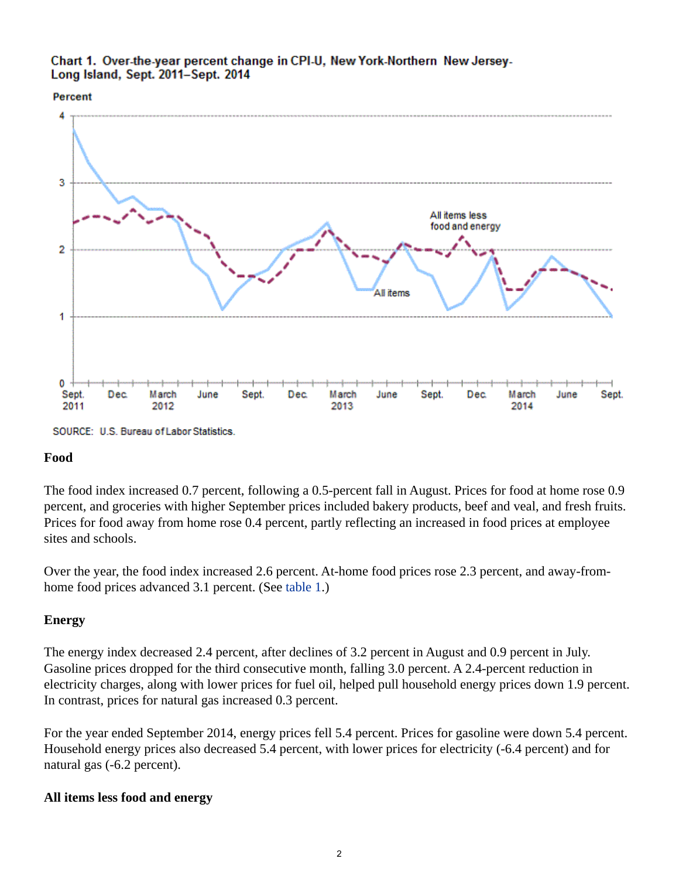Chart 1. Over-the-year percent change in CPI-U, New York-Northern New Jersey-Long Island, Sept. 2011–Sept. 2014

SOURCE: U.S. Bureau of Labor Statistics.

### Food

The food index increased 0.7 percent, following a 0.5-percent fall in August. Prices for food at home rose 0.9 percent, and groceries with higher September prices included bakery products, beef and veal, and fresh fruits. Prices for food away from home rose 0.4 percent, partly reflecting an increased in food prices at employee sites and schools.

Over the year, the food index increased 2.6 percent. At-home food prices rose 2.3 percent, and away-from-home food prices advanced 3.1 percent. (See table 1.)

### Energy

The energy index decreased 2.4 percent, after declines of 3.2 percent in August and 0.9 percent in July. Gasoline prices dropped for the third consecutive month, falling 3.0 percent. A 2.4-percent reduction in electricity charges, along with lower prices for fuel oil, helped pull household energy prices down 1.9 percent. In contrast, prices for natural gas increased 0.3 percent.

For the year ended September 2014, energy prices fell 5.4 percent. Prices for gasoline were down 5.4 percent. Household energy prices also decreased 5.4 percent, with lower prices for electricity (-6.4 percent) and for natural gas (-6.2 percent).

### All items less food and energy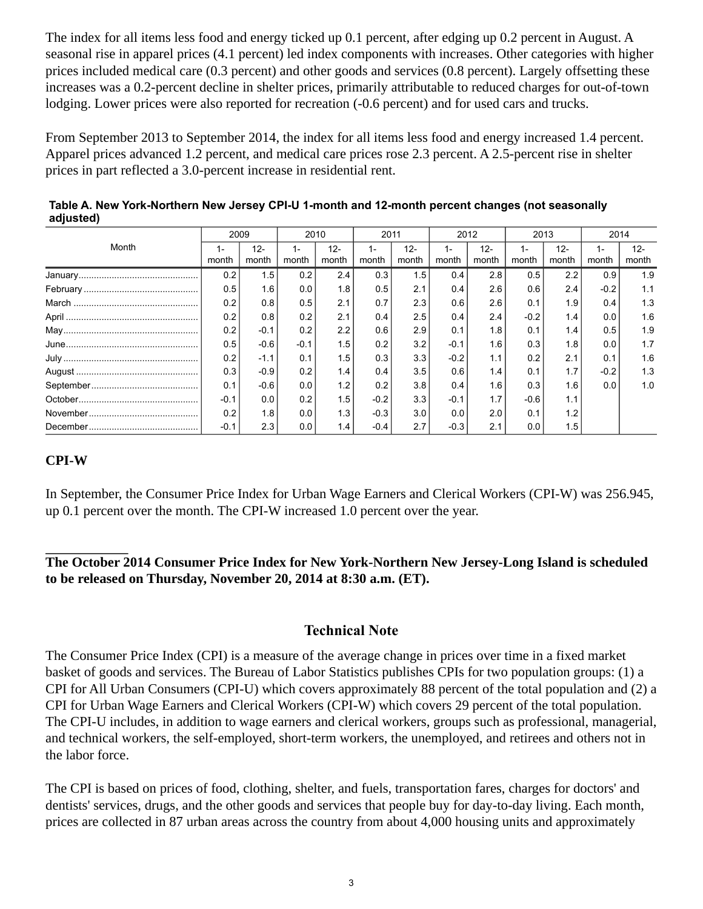The index for all items less food and energy ticked up 0.1 percent, after edging up 0.2 percent in August. A seasonal rise in apparel prices (4.1 percent) led index components with increases. Other categories with higher prices included medical care (0.3 percent) and other goods and services (0.8 percent). Largely offsetting these increases was a 0.2-percent decline in shelter prices, primarily attributable to reduced charges for out-of-town lodging. Lower prices were also reported for recreation (-0.6 percent) and for used cars and trucks.

From September 2013 to September 2014, the index for all items less food and energy increased 1.4 percent. Apparel prices advanced 1.2 percent, and medical care prices rose 2.3 percent. A 2.5-percent rise in shelter prices in part reflected a 3.0-percent increase in residential rent.

**Table A. New York-Northern New Jersey CPI-U 1-month and 12-month percent changes (not seasonally adjusted)**

| Month | 2009 | | 2010 | | 2011 | | 2012 | | 2013 | | 2014 | |
|---|---|---|---|---|---|---|---|---|---|---|---|---|
| | 1-month | 12-month | 1-month | 12-month | 1-month | 12-month | 1-month | 12-month | 1-month | 12-month | 1-month | 12-month |
| January | 0.2 | 1.5 | 0.2 | 2.4 | 0.3 | 1.5 | 0.4 | 2.8 | 0.5 | 2.2 | 0.9 | 1.9 |
| February | 0.5 | 1.6 | 0.0 | 1.8 | 0.5 | 2.1 | 0.4 | 2.6 | 0.6 | 2.4 | -0.2 | 1.1 |
| March | 0.2 | 0.8 | 0.5 | 2.1 | 0.7 | 2.3 | 0.6 | 2.6 | 0.1 | 1.9 | 0.4 | 1.3 |
| April | 0.2 | 0.8 | 0.2 | 2.1 | 0.4 | 2.5 | 0.4 | 2.4 | -0.2 | 1.4 | 0.0 | 1.6 |
| May | 0.2 | -0.1 | 0.2 | 2.2 | 0.6 | 2.9 | 0.1 | 1.8 | 0.1 | 1.4 | 0.5 | 1.9 |
| June | 0.5 | -0.6 | -0.1 | 1.5 | 0.2 | 3.2 | -0.1 | 1.6 | 0.3 | 1.8 | 0.0 | 1.7 |
| July | 0.2 | -1.1 | 0.1 | 1.5 | 0.3 | 3.3 | -0.2 | 1.1 | 0.2 | 2.1 | 0.1 | 1.6 |
| August | 0.3 | -0.9 | 0.2 | 1.4 | 0.4 | 3.5 | 0.6 | 1.4 | 0.1 | 1.7 | -0.2 | 1.3 |
| September | 0.1 | -0.6 | 0.0 | 1.2 | 0.2 | 3.8 | 0.4 | 1.6 | 0.3 | 1.6 | 0.0 | 1.0 |
| October | -0.1 | 0.0 | 0.2 | 1.5 | -0.2 | 3.3 | -0.1 | 1.7 | -0.6 | 1.1 | | |
| November | 0.2 | 1.8 | 0.0 | 1.3 | -0.3 | 3.0 | 0.0 | 2.0 | 0.1 | 1.2 | | |
| December | -0.1 | 2.3 | 0.0 | 1.4 | -0.4 | 2.7 | -0.3 | 2.1 | 0.0 | 1.5 | | |

## CPI-W

In September, the Consumer Price Index for Urban Wage Earners and Clerical Workers (CPI-W) was 256.945, up 0.1 percent over the month. The CPI-W increased 1.0 percent over the year.

___________

**The October 2014 Consumer Price Index for New York-Northern New Jersey-Long Island is scheduled to be released on Thursday, November 20, 2014 at 8:30 a.m. (ET).**

## Technical Note

The Consumer Price Index (CPI) is a measure of the average change in prices over time in a fixed market basket of goods and services. The Bureau of Labor Statistics publishes CPIs for two population groups: (1) a CPI for All Urban Consumers (CPI-U) which covers approximately 88 percent of the total population and (2) a CPI for Urban Wage Earners and Clerical Workers (CPI-W) which covers 29 percent of the total population. The CPI-U includes, in addition to wage earners and clerical workers, groups such as professional, managerial, and technical workers, the self-employed, short-term workers, the unemployed, and retirees and others not in the labor force.

The CPI is based on prices of food, clothing, shelter, and fuels, transportation fares, charges for doctors' and dentists' services, drugs, and the other goods and services that people buy for day-to-day living. Each month, prices are collected in 87 urban areas across the country from about 4,000 housing units and approximately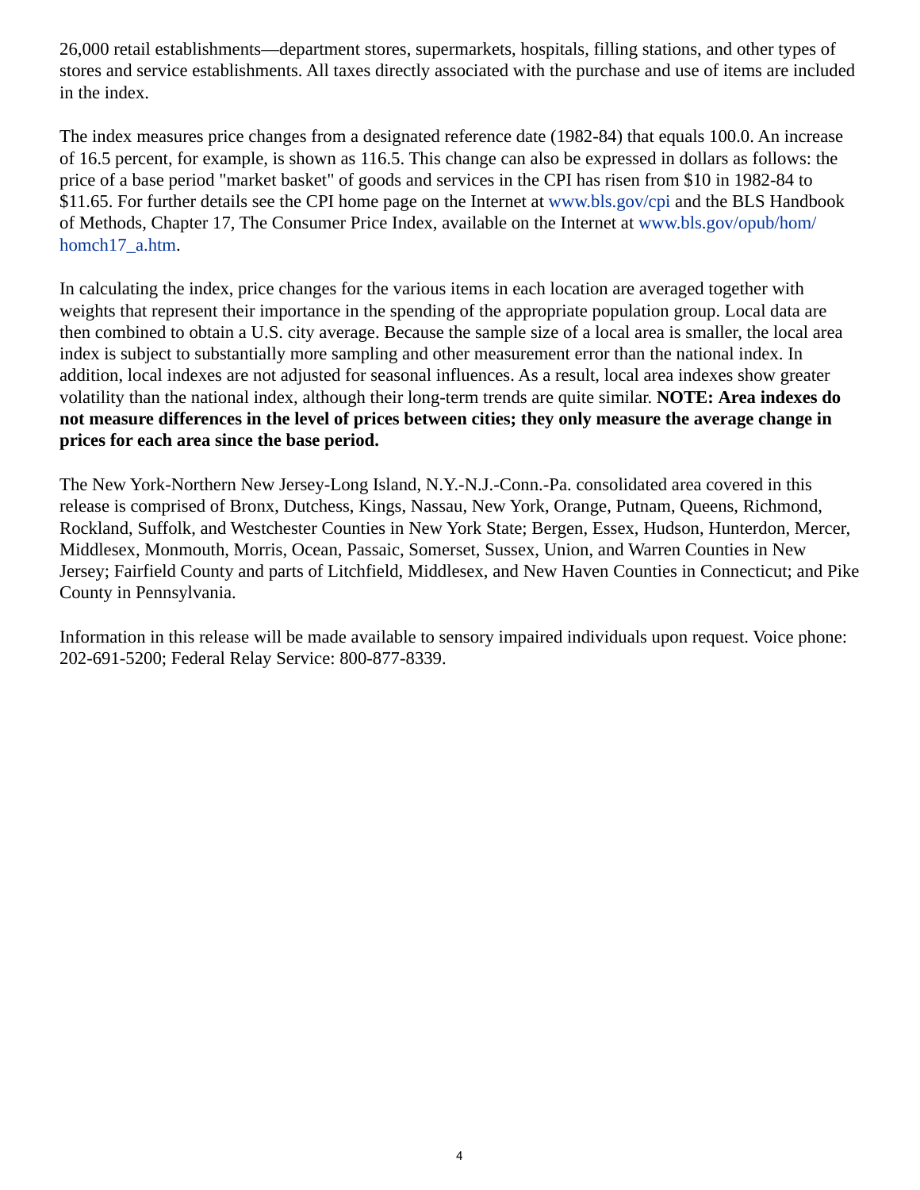26,000 retail establishments—department stores, supermarkets, hospitals, filling stations, and other types of stores and service establishments. All taxes directly associated with the purchase and use of items are included in the index.

The index measures price changes from a designated reference date (1982-84) that equals 100.0. An increase of 16.5 percent, for example, is shown as 116.5. This change can also be expressed in dollars as follows: the price of a base period "market basket" of goods and services in the CPI has risen from $10 in 1982-84 to $11.65. For further details see the CPI home page on the Internet at www.bls.gov/cpi and the BLS Handbook of Methods, Chapter 17, The Consumer Price Index, available on the Internet at www.bls.gov/opub/hom/homch17_a.htm.

In calculating the index, price changes for the various items in each location are averaged together with weights that represent their importance in the spending of the appropriate population group. Local data are then combined to obtain a U.S. city average. Because the sample size of a local area is smaller, the local area index is subject to substantially more sampling and other measurement error than the national index. In addition, local indexes are not adjusted for seasonal influences. As a result, local area indexes show greater volatility than the national index, although their long-term trends are quite similar. **NOTE: Area indexes do not measure differences in the level of prices between cities; they only measure the average change in prices for each area since the base period.**

The New York-Northern New Jersey-Long Island, N.Y.-N.J.-Conn.-Pa. consolidated area covered in this release is comprised of Bronx, Dutchess, Kings, Nassau, New York, Orange, Putnam, Queens, Richmond, Rockland, Suffolk, and Westchester Counties in New York State; Bergen, Essex, Hudson, Hunterdon, Mercer, Middlesex, Monmouth, Morris, Ocean, Passaic, Somerset, Sussex, Union, and Warren Counties in New Jersey; Fairfield County and parts of Litchfield, Middlesex, and New Haven Counties in Connecticut; and Pike County in Pennsylvania.

Information in this release will be made available to sensory impaired individuals upon request. Voice phone: 202-691-5200; Federal Relay Service: 800-877-8339.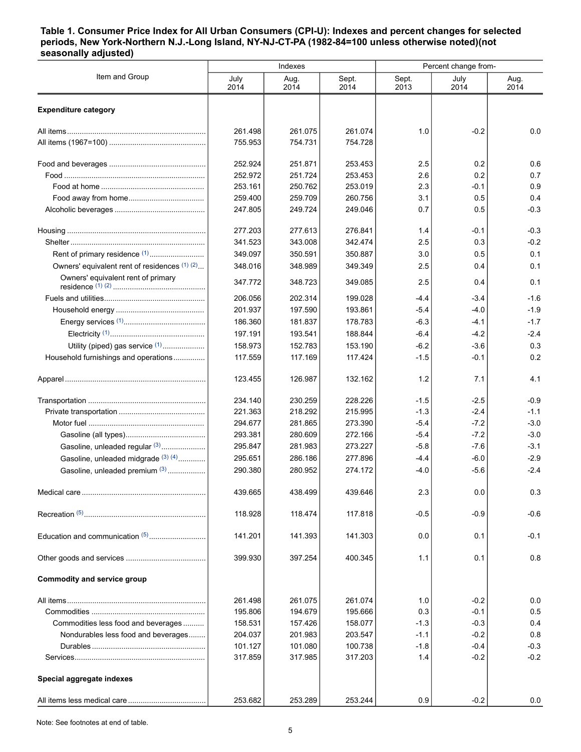**Table 1. Consumer Price Index for All Urban Consumers (CPI-U): Indexes and percent changes for selected periods, New York-Northern N.J.-Long Island, NY-NJ-CT-PA (1982-84=100 unless otherwise noted)(not seasonally adjusted)**

| Item and Group | Indexes | | | Percent change from- | | |
|---|---|---|---|---|---|---|
| | July 2014 | Aug. 2014 | Sept. 2014 | Sept. 2013 | July 2014 | Aug. 2014 |
| **Expenditure category** | | | | | | |
| All items | 261.498 | 261.075 | 261.074 | 1.0 | -0.2 | 0.0 |
| All items (1967=100) | 755.953 | 754.731 | 754.728 | | | |
| Food and beverages | 252.924 | 251.871 | 253.453 | 2.5 | 0.2 | 0.6 |
| Food | 252.972 | 251.724 | 253.453 | 2.6 | 0.2 | 0.7 |
| Food at home | 253.161 | 250.762 | 253.019 | 2.3 | -0.1 | 0.9 |
| Food away from home | 259.400 | 259.709 | 260.756 | 3.1 | 0.5 | 0.4 |
| Alcoholic beverages | 247.805 | 249.724 | 249.046 | 0.7 | 0.5 | -0.3 |
| Housing | 277.203 | 277.613 | 276.841 | 1.4 | -0.1 | -0.3 |
| Shelter | 341.523 | 343.008 | 342.474 | 2.5 | 0.3 | -0.2 |
| Rent of primary residence (1) | 349.097 | 350.591 | 350.887 | 3.0 | 0.5 | 0.1 |
| Owners' equivalent rent of residences (1) (2) | 348.016 | 348.989 | 349.349 | 2.5 | 0.4 | 0.1 |
| Owners' equivalent rent of primary residence (1) (2) | 347.772 | 348.723 | 349.085 | 2.5 | 0.4 | 0.1 |
| Fuels and utilities | 206.056 | 202.314 | 199.028 | -4.4 | -3.4 | -1.6 |
| Household energy | 201.937 | 197.590 | 193.861 | -5.4 | -4.0 | -1.9 |
| Energy services (1) | 186.360 | 181.837 | 178.783 | -6.3 | -4.1 | -1.7 |
| Electricity (1) | 197.191 | 193.541 | 188.844 | -6.4 | -4.2 | -2.4 |
| Utility (piped) gas service (1) | 158.973 | 152.783 | 153.190 | -6.2 | -3.6 | 0.3 |
| Household furnishings and operations | 117.559 | 117.169 | 117.424 | -1.5 | -0.1 | 0.2 |
| Apparel | 123.455 | 126.987 | 132.162 | 1.2 | 7.1 | 4.1 |
| Transportation | 234.140 | 230.259 | 228.226 | -1.5 | -2.5 | -0.9 |
| Private transportation | 221.363 | 218.292 | 215.995 | -1.3 | -2.4 | -1.1 |
| Motor fuel | 294.677 | 281.865 | 273.390 | -5.4 | -7.2 | -3.0 |
| Gasoline (all types) | 293.381 | 280.609 | 272.166 | -5.4 | -7.2 | -3.0 |
| Gasoline, unleaded regular (3) | 295.847 | 281.983 | 273.227 | -5.8 | -7.6 | -3.1 |
| Gasoline, unleaded midgrade (3) (4) | 295.651 | 286.186 | 277.896 | -4.4 | -6.0 | -2.9 |
| Gasoline, unleaded premium (3) | 290.380 | 280.952 | 274.172 | -4.0 | -5.6 | -2.4 |
| Medical care | 439.665 | 438.499 | 439.646 | 2.3 | 0.0 | 0.3 |
| Recreation (5) | 118.928 | 118.474 | 117.818 | -0.5 | -0.9 | -0.6 |
| Education and communication (5) | 141.201 | 141.393 | 141.303 | 0.0 | 0.1 | -0.1 |
| Other goods and services | 399.930 | 397.254 | 400.345 | 1.1 | 0.1 | 0.8 |
| **Commodity and service group** | | | | | | |
| All items | 261.498 | 261.075 | 261.074 | 1.0 | -0.2 | 0.0 |
| Commodities | 195.806 | 194.679 | 195.666 | 0.3 | -0.1 | 0.5 |
| Commodities less food and beverages | 158.531 | 157.426 | 158.077 | -1.3 | -0.3 | 0.4 |
| Nondurables less food and beverages | 204.037 | 201.983 | 203.547 | -1.1 | -0.2 | 0.8 |
| Durables | 101.127 | 101.080 | 100.738 | -1.8 | -0.4 | -0.3 |
| Services | 317.859 | 317.985 | 317.203 | 1.4 | -0.2 | -0.2 |
| **Special aggregate indexes** | | | | | | |
| All items less medical care | 253.682 | 253.289 | 253.244 | 0.9 | -0.2 | 0.0 |

Note: See footnotes at end of table.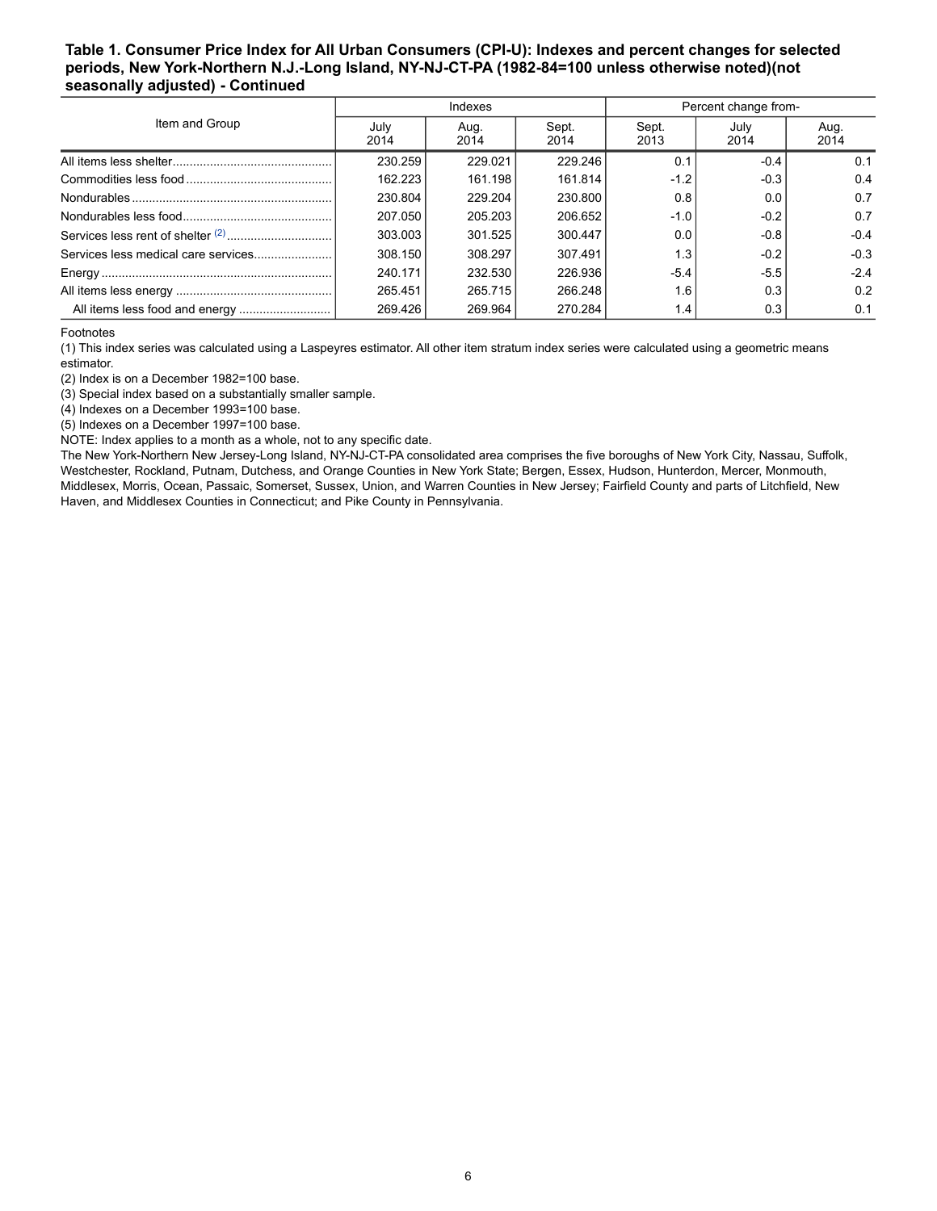**Table 1. Consumer Price Index for All Urban Consumers (CPI-U): Indexes and percent changes for selected periods, New York-Northern N.J.-Long Island, NY-NJ-CT-PA (1982-84=100 unless otherwise noted)(not seasonally adjusted) - Continued**

| Item and Group | Indexes | | | Percent change from- | | |
|---|---|---|---|---|---|---|
| | July 2014 | Aug. 2014 | Sept. 2014 | Sept. 2013 | July 2014 | Aug. 2014 |
| All items less shelter | 230.259 | 229.021 | 229.246 | 0.1 | -0.4 | 0.1 |
| Commodities less food | 162.223 | 161.198 | 161.814 | -1.2 | -0.3 | 0.4 |
| Nondurables | 230.804 | 229.204 | 230.800 | 0.8 | 0.0 | 0.7 |
| Nondurables less food | 207.050 | 205.203 | 206.652 | -1.0 | -0.2 | 0.7 |
| Services less rent of shelter (2) | 303.003 | 301.525 | 300.447 | 0.0 | -0.8 | -0.4 |
| Services less medical care services | 308.150 | 308.297 | 307.491 | 1.3 | -0.2 | -0.3 |
| Energy | 240.171 | 232.530 | 226.936 | -5.4 | -5.5 | -2.4 |
| All items less energy | 265.451 | 265.715 | 266.248 | 1.6 | 0.3 | 0.2 |
| All items less food and energy | 269.426 | 269.964 | 270.284 | 1.4 | 0.3 | 0.1 |

Footnotes

(1) This index series was calculated using a Laspeyres estimator. All other item stratum index series were calculated using a geometric means estimator.

(2) Index is on a December 1982=100 base.

(3) Special index based on a substantially smaller sample.

(4) Indexes on a December 1993=100 base.

(5) Indexes on a December 1997=100 base.

NOTE: Index applies to a month as a whole, not to any specific date.

The New York-Northern New Jersey-Long Island, NY-NJ-CT-PA consolidated area comprises the five boroughs of New York City, Nassau, Suffolk, Westchester, Rockland, Putnam, Dutchess, and Orange Counties in New York State; Bergen, Essex, Hudson, Hunterdon, Mercer, Monmouth, Middlesex, Morris, Ocean, Passaic, Somerset, Sussex, Union, and Warren Counties in New Jersey; Fairfield County and parts of Litchfield, New Haven, and Middlesex Counties in Connecticut; and Pike County in Pennsylvania.